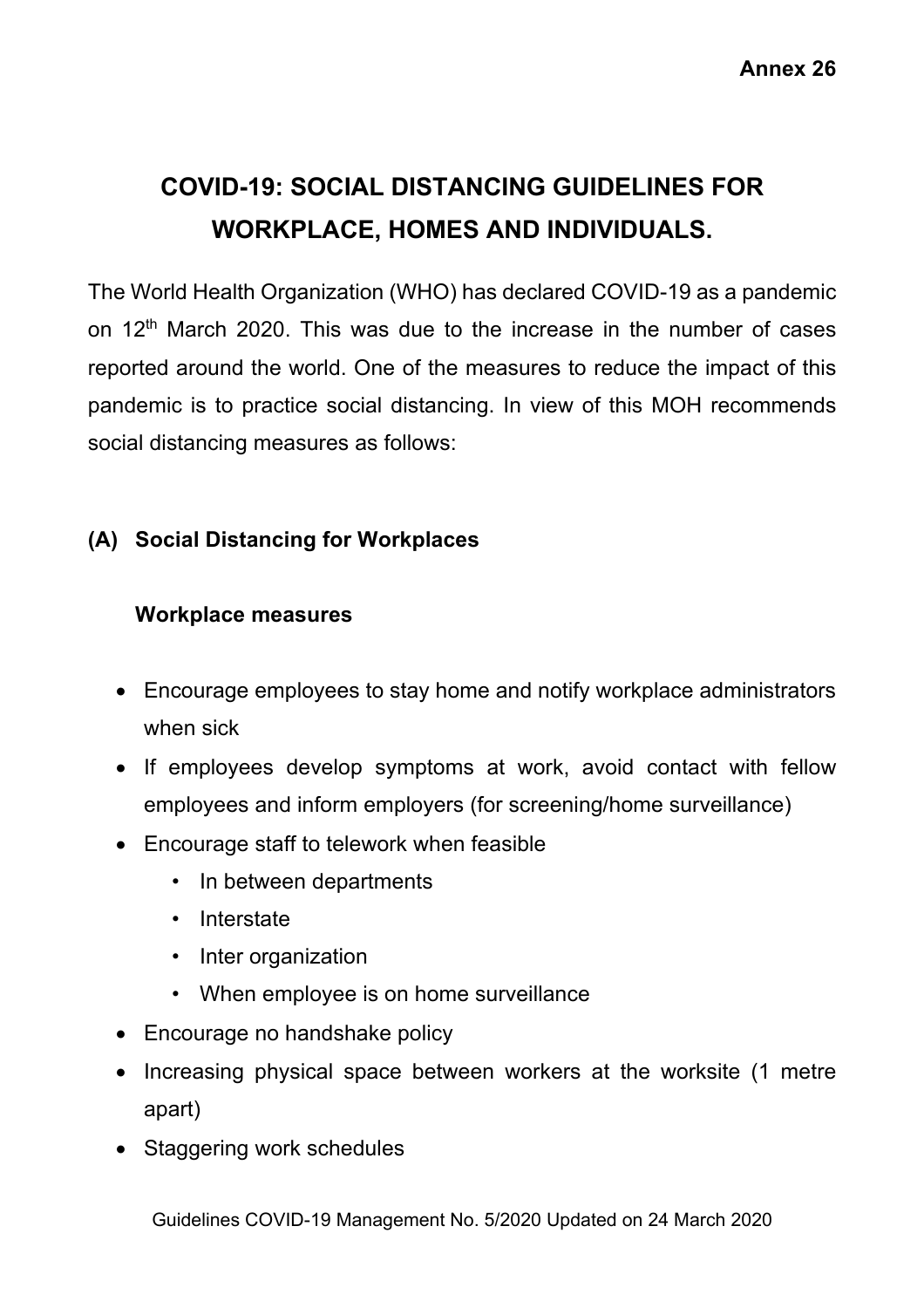**Annex 26**

# COVID-19: SOCIAL DISTANCING GUIDELINES FOR WORKPLACE, HOMES AND INDIVIDUALS.

The World Health Organization (WHO) has declared COVID-19 as a pandemic on 12th March 2020. This was due to the increase in the number of cases reported around the world. One of the measures to reduce the impact of this pandemic is to practice social distancing. In view of this MOH recommends social distancing measures as follows:

## (A) Social Distancing for Workplaces

### Workplace measures

- Encourage employees to stay home and notify workplace administrators when sick
- If employees develop symptoms at work, avoid contact with fellow employees and inform employers (for screening/home surveillance)
- Encourage staff to telework when feasible
  - In between departments
  - Interstate
  - Inter organization
  - When employee is on home surveillance
- Encourage no handshake policy
- Increasing physical space between workers at the worksite (1 metre apart)
- Staggering work schedules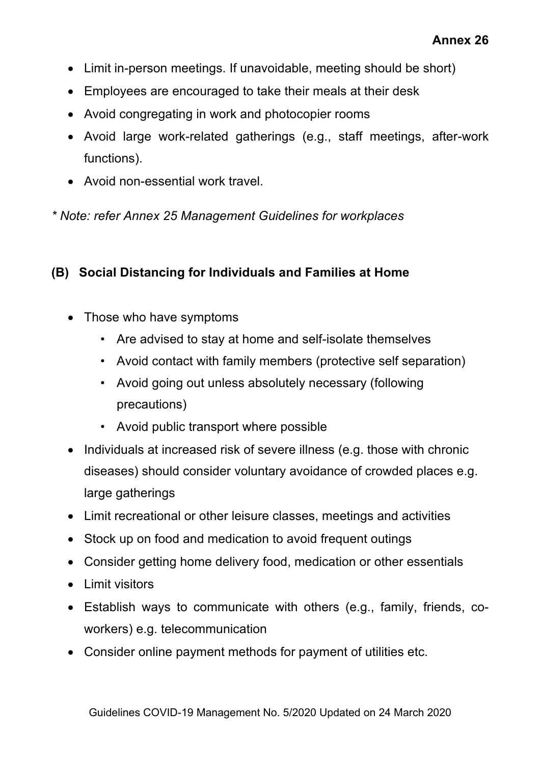- Limit in-person meetings. If unavoidable, meeting should be short)
- Employees are encouraged to take their meals at their desk
- Avoid congregating in work and photocopier rooms
- Avoid large work-related gatherings (e.g., staff meetings, after-work functions).
- Avoid non-essential work travel.

*\* Note: refer Annex 25 Management Guidelines for workplaces*

### (B) Social Distancing for Individuals and Families at Home

- Those who have symptoms
  - Are advised to stay at home and self-isolate themselves
  - Avoid contact with family members (protective self separation)
  - Avoid going out unless absolutely necessary (following precautions)
  - Avoid public transport where possible
- Individuals at increased risk of severe illness (e.g. those with chronic diseases) should consider voluntary avoidance of crowded places e.g. large gatherings
- Limit recreational or other leisure classes, meetings and activities
- Stock up on food and medication to avoid frequent outings
- Consider getting home delivery food, medication or other essentials
- Limit visitors
- Establish ways to communicate with others (e.g., family, friends, co-workers) e.g. telecommunication
- Consider online payment methods for payment of utilities etc.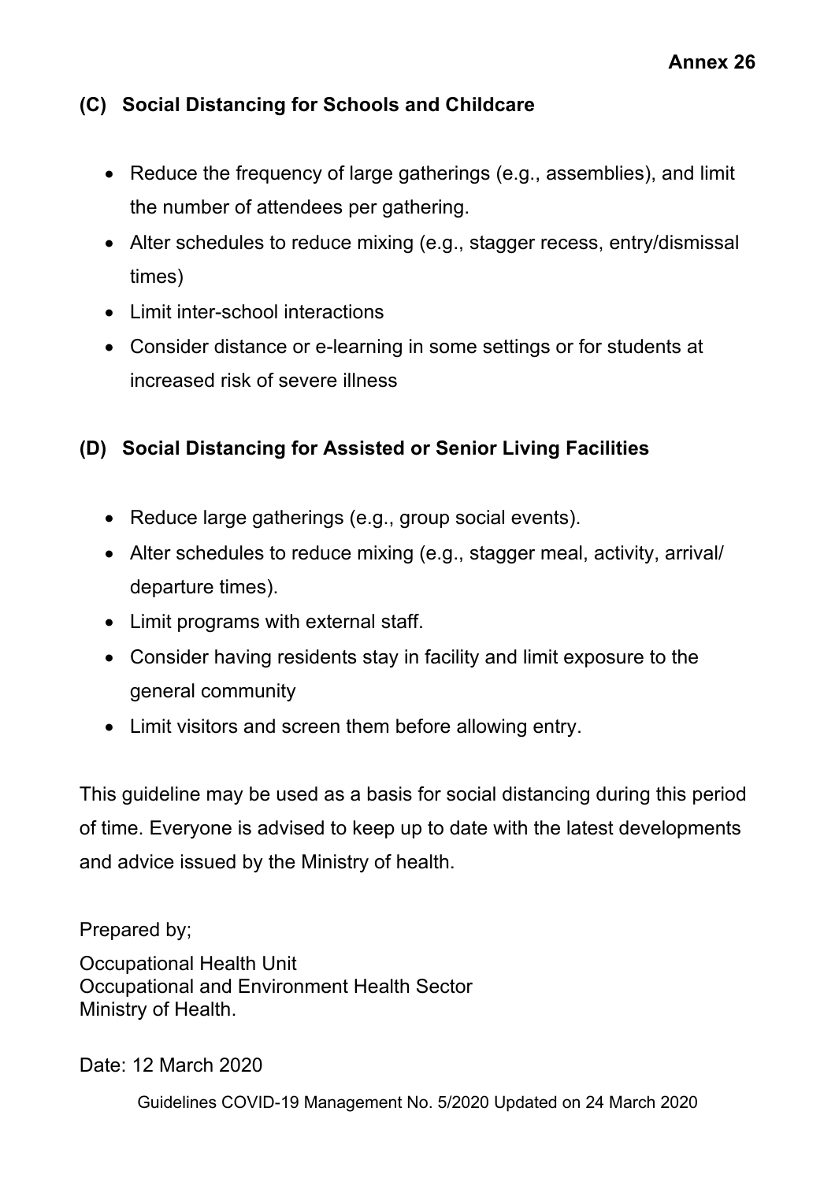**Annex 26**

## (C) Social Distancing for Schools and Childcare

- Reduce the frequency of large gatherings (e.g., assemblies), and limit the number of attendees per gathering.
- Alter schedules to reduce mixing (e.g., stagger recess, entry/dismissal times)
- Limit inter-school interactions
- Consider distance or e-learning in some settings or for students at increased risk of severe illness

## (D) Social Distancing for Assisted or Senior Living Facilities

- Reduce large gatherings (e.g., group social events).
- Alter schedules to reduce mixing (e.g., stagger meal, activity, arrival/ departure times).
- Limit programs with external staff.
- Consider having residents stay in facility and limit exposure to the general community
- Limit visitors and screen them before allowing entry.

This guideline may be used as a basis for social distancing during this period of time. Everyone is advised to keep up to date with the latest developments and advice issued by the Ministry of health.

Prepared by;

Occupational Health Unit
Occupational and Environment Health Sector
Ministry of Health.

Date: 12 March 2020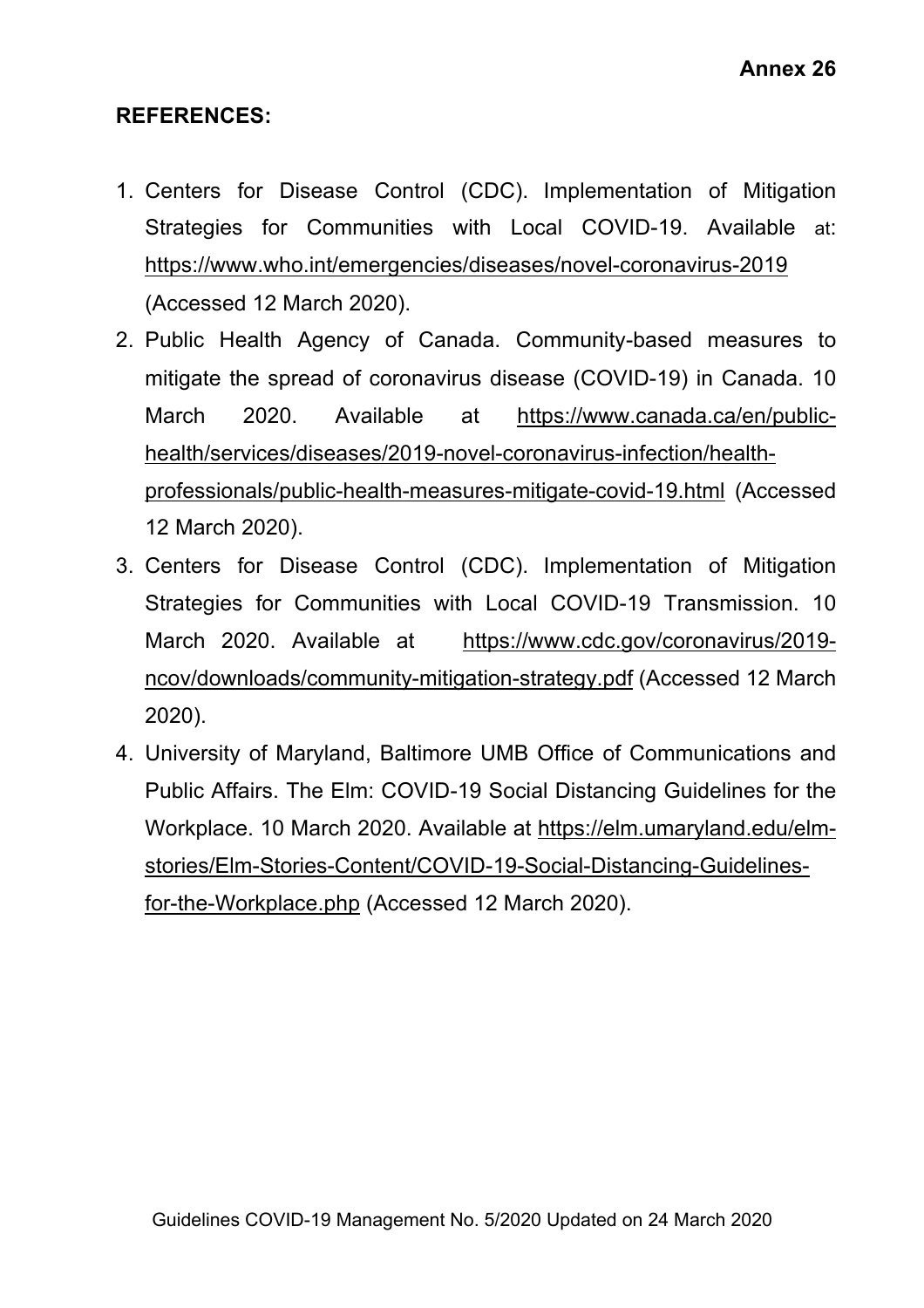**Annex 26**

**REFERENCES:**

1. Centers for Disease Control (CDC). Implementation of Mitigation Strategies for Communities with Local COVID-19. Available at: https://www.who.int/emergencies/diseases/novel-coronavirus-2019 (Accessed 12 March 2020).
2. Public Health Agency of Canada. Community-based measures to mitigate the spread of coronavirus disease (COVID-19) in Canada. 10 March 2020. Available at https://www.canada.ca/en/public-health/services/diseases/2019-novel-coronavirus-infection/health-professionals/public-health-measures-mitigate-covid-19.html (Accessed 12 March 2020).
3. Centers for Disease Control (CDC). Implementation of Mitigation Strategies for Communities with Local COVID-19 Transmission. 10 March 2020. Available at https://www.cdc.gov/coronavirus/2019-ncov/downloads/community-mitigation-strategy.pdf (Accessed 12 March 2020).
4. University of Maryland, Baltimore UMB Office of Communications and Public Affairs. The Elm: COVID-19 Social Distancing Guidelines for the Workplace. 10 March 2020. Available at https://elm.umaryland.edu/elm-stories/Elm-Stories-Content/COVID-19-Social-Distancing-Guidelines-for-the-Workplace.php (Accessed 12 March 2020).